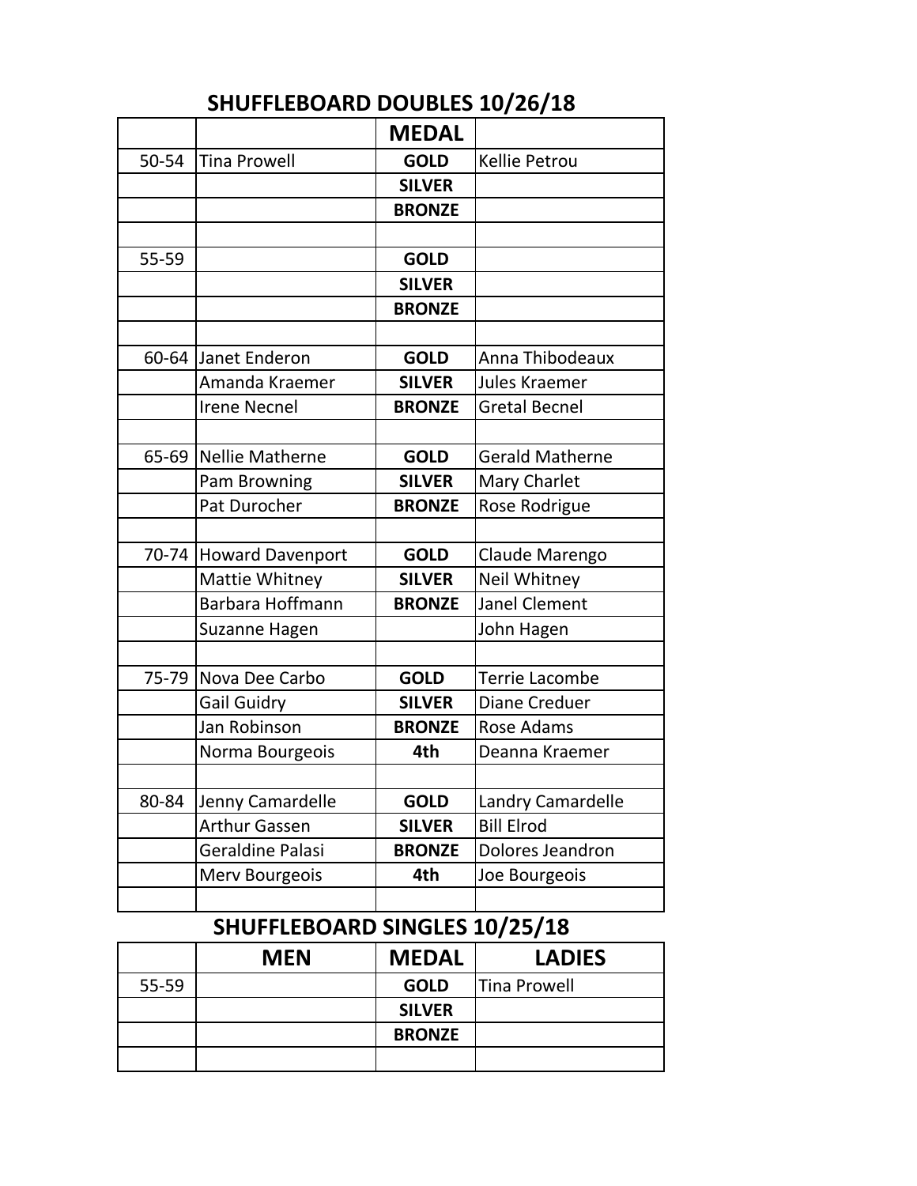## SHUFFLEBOARD DOUBLES 10/26/18

| | | MEDAL | |
|---|---|---|---|
| 50-54 | Tina Prowell | **GOLD** | Kellie Petrou |
| | | **SILVER** | |
| | | **BRONZE** | |
| | | | |
| 55-59 | | **GOLD** | |
| | | **SILVER** | |
| | | **BRONZE** | |
| | | | |
| 60-64 | Janet Enderon | **GOLD** | Anna Thibodeaux |
| | Amanda Kraemer | **SILVER** | Jules Kraemer |
| | Irene Necnel | **BRONZE** | Gretal Becnel |
| | | | |
| 65-69 | Nellie Matherne | **GOLD** | Gerald Matherne |
| | Pam Browning | **SILVER** | Mary Charlet |
| | Pat Durocher | **BRONZE** | Rose Rodrigue |
| | | | |
| 70-74 | Howard Davenport | **GOLD** | Claude Marengo |
| | Mattie Whitney | **SILVER** | Neil Whitney |
| | Barbara Hoffmann | **BRONZE** | Janel Clement |
| | Suzanne Hagen | | John Hagen |
| | | | |
| 75-79 | Nova Dee Carbo | **GOLD** | Terrie Lacombe |
| | Gail Guidry | **SILVER** | Diane Creduer |
| | Jan Robinson | **BRONZE** | Rose Adams |
| | Norma Bourgeois | **4th** | Deanna Kraemer |
| | | | |
| 80-84 | Jenny Camardelle | **GOLD** | Landry Camardelle |
| | Arthur Gassen | **SILVER** | Bill Elrod |
| | Geraldine Palasi | **BRONZE** | Dolores Jeandron |
| | Merv Bourgeois | **4th** | Joe Bourgeois |
| | | | |

## SHUFFLEBOARD SINGLES 10/25/18

| | MEN | MEDAL | LADIES |
|---|---|---|---|
| 55-59 | | **GOLD** | Tina Prowell |
| | | **SILVER** | |
| | | **BRONZE** | |
| | | | |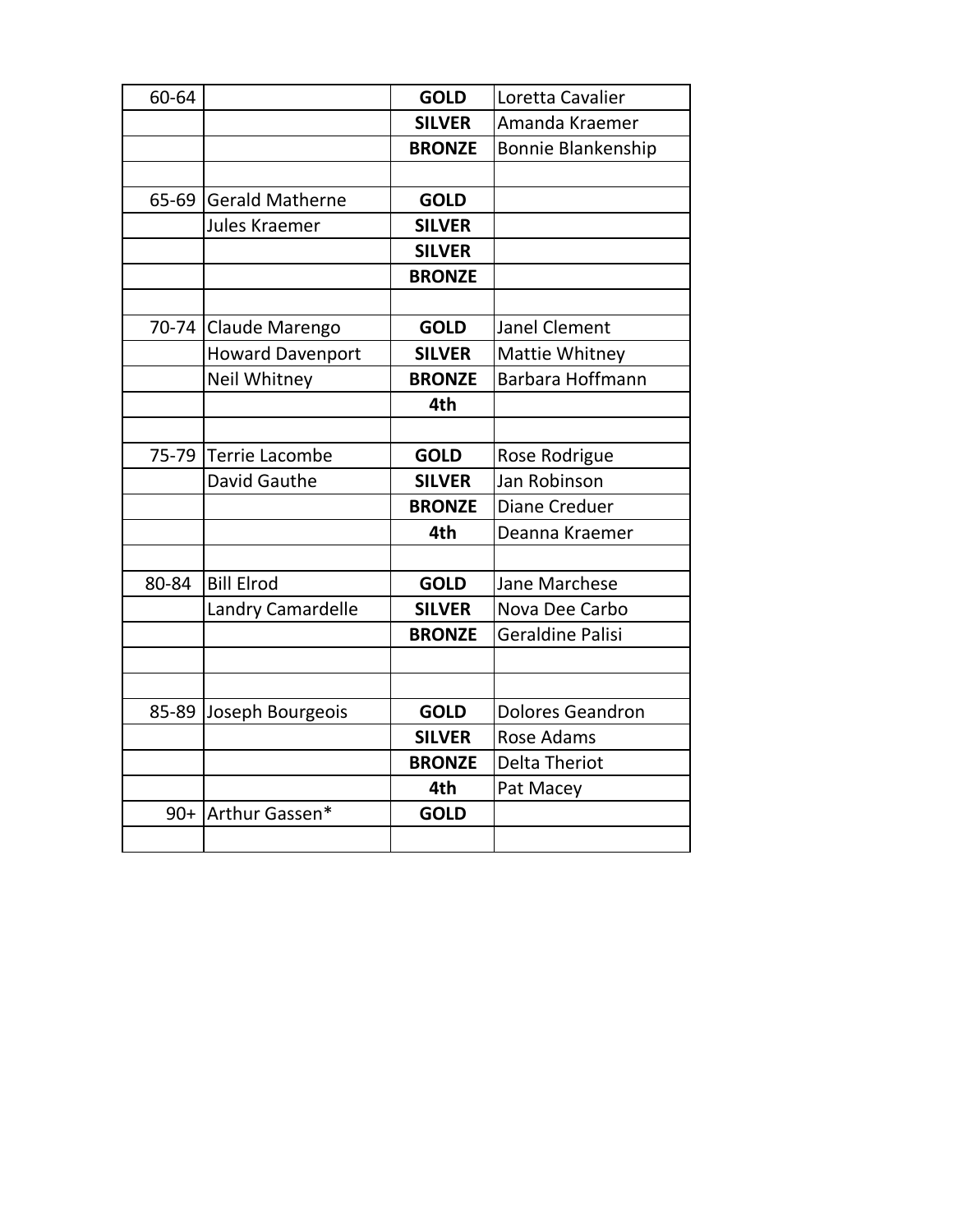| | | | |
|---|---|---|---|
| 60-64 | | **GOLD** | Loretta Cavalier |
| | | **SILVER** | Amanda Kraemer |
| | | **BRONZE** | Bonnie Blankenship |
| | | | |
| 65-69 | Gerald Matherne | **GOLD** | |
| | Jules Kraemer | **SILVER** | |
| | | **SILVER** | |
| | | **BRONZE** | |
| | | | |
| 70-74 | Claude Marengo | **GOLD** | Janel Clement |
| | Howard Davenport | **SILVER** | Mattie Whitney |
| | Neil Whitney | **BRONZE** | Barbara Hoffmann |
| | | **4th** | |
| | | | |
| 75-79 | Terrie Lacombe | **GOLD** | Rose Rodrigue |
| | David Gauthe | **SILVER** | Jan Robinson |
| | | **BRONZE** | Diane Creduer |
| | | **4th** | Deanna Kraemer |
| | | | |
| 80-84 | Bill Elrod | **GOLD** | Jane Marchese |
| | Landry Camardelle | **SILVER** | Nova Dee Carbo |
| | | **BRONZE** | Geraldine Palisi |
| | | | |
| | | | |
| 85-89 | Joseph Bourgeois | **GOLD** | Dolores Geandron |
| | | **SILVER** | Rose Adams |
| | | **BRONZE** | Delta Theriot |
| | | **4th** | Pat Macey |
| 90+ | Arthur Gassen* | **GOLD** | |
| | | | |